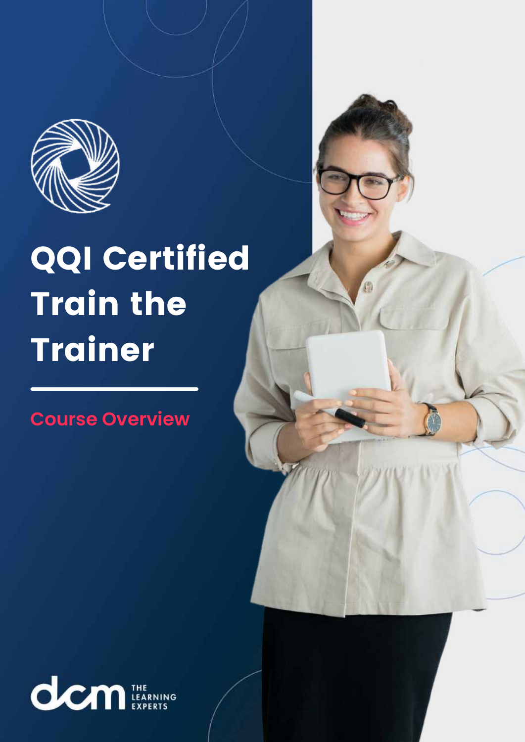# QQI Certified Train the Trainer

## Course Overview

dcm THE LEARNING EXPERTS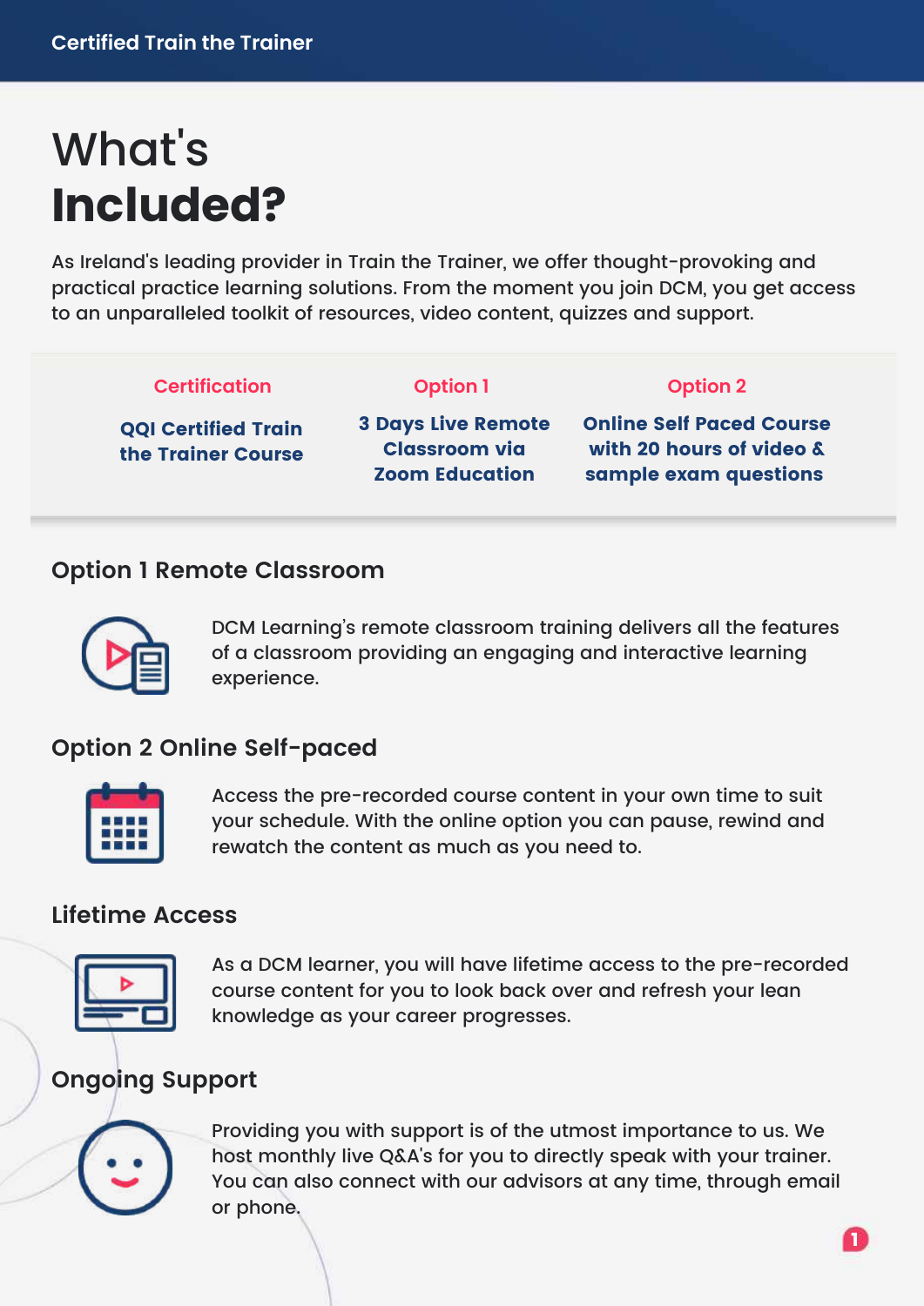# What's **Included?**

As Ireland's leading provider in Train the Trainer, we offer thought-provoking and practical practice learning solutions. From the moment you join DCM, you get access to an unparalleled toolkit of resources, video content, quizzes and support.

| Certification | Option 1 | Option 2 |
| --- | --- | --- |
| **QQI Certified Train the Trainer Course** | **3 Days Live Remote Classroom via Zoom Education** | **Online Self Paced Course with 20 hours of video & sample exam questions** |

## Option 1 Remote Classroom

DCM Learning's remote classroom training delivers all the features of a classroom providing an engaging and interactive learning experience.

## Option 2 Online Self-paced

Access the pre-recorded course content in your own time to suit your schedule. With the online option you can pause, rewind and rewatch the content as much as you need to.

## Lifetime Access

As a DCM learner, you will have lifetime access to the pre-recorded course content for you to look back over and refresh your lean knowledge as your career progresses.

## Ongoing Support

Providing you with support is of the utmost importance to us. We host monthly live Q&A's for you to directly speak with your trainer. You can also connect with our advisors at any time, through email or phone.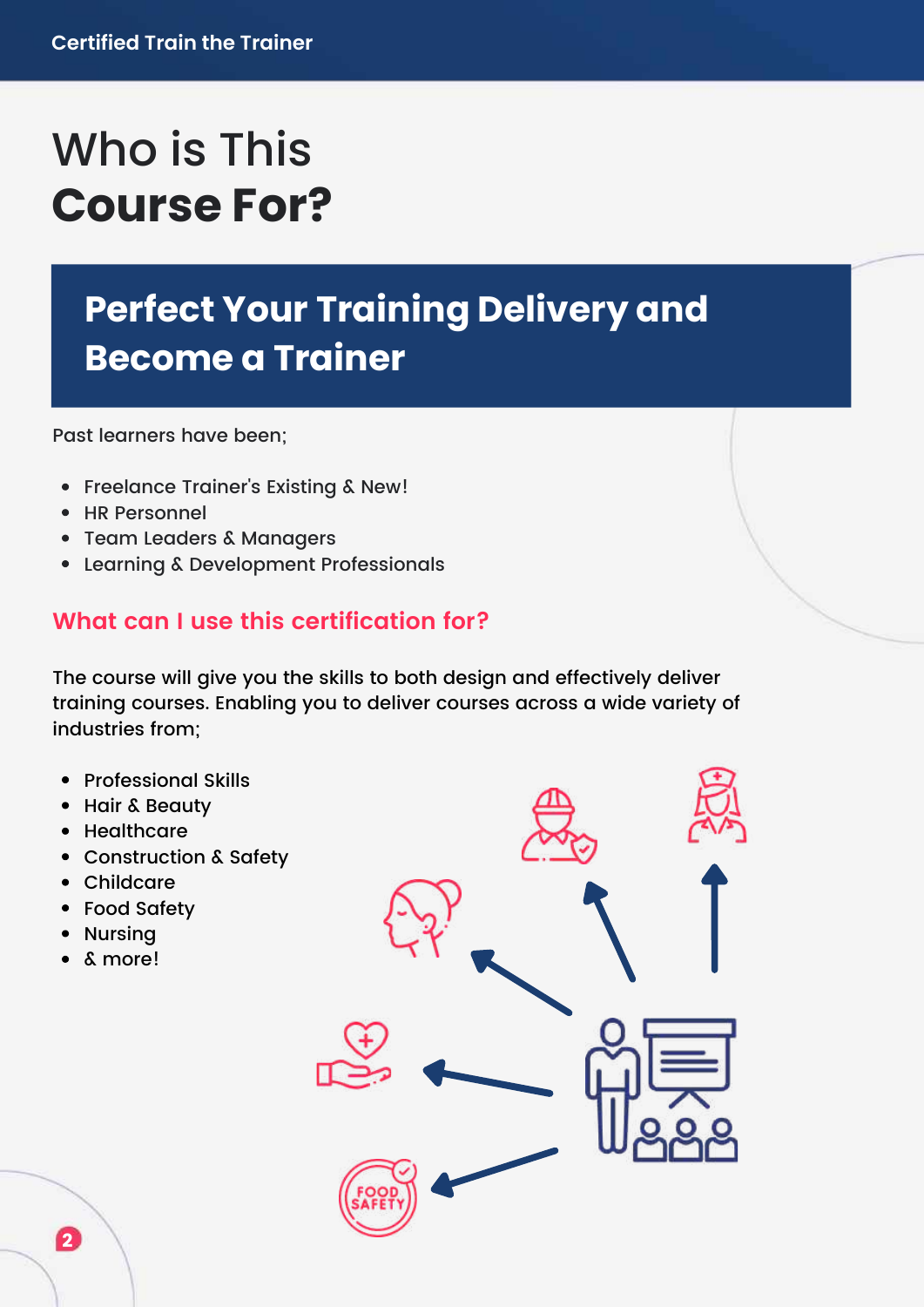# Who is This **Course For?**

## Perfect Your Training Delivery and Become a Trainer

Past learners have been;

- Freelance Trainer's Existing & New!
- HR Personnel
- Team Leaders & Managers
- Learning & Development Professionals

### What can I use this certification for?

The course will give you the skills to both design and effectively deliver training courses. Enabling you to deliver courses across a wide variety of industries from;

- Professional Skills
- Hair & Beauty
- Healthcare
- Construction & Safety
- Childcare
- Food Safety
- Nursing
- & more!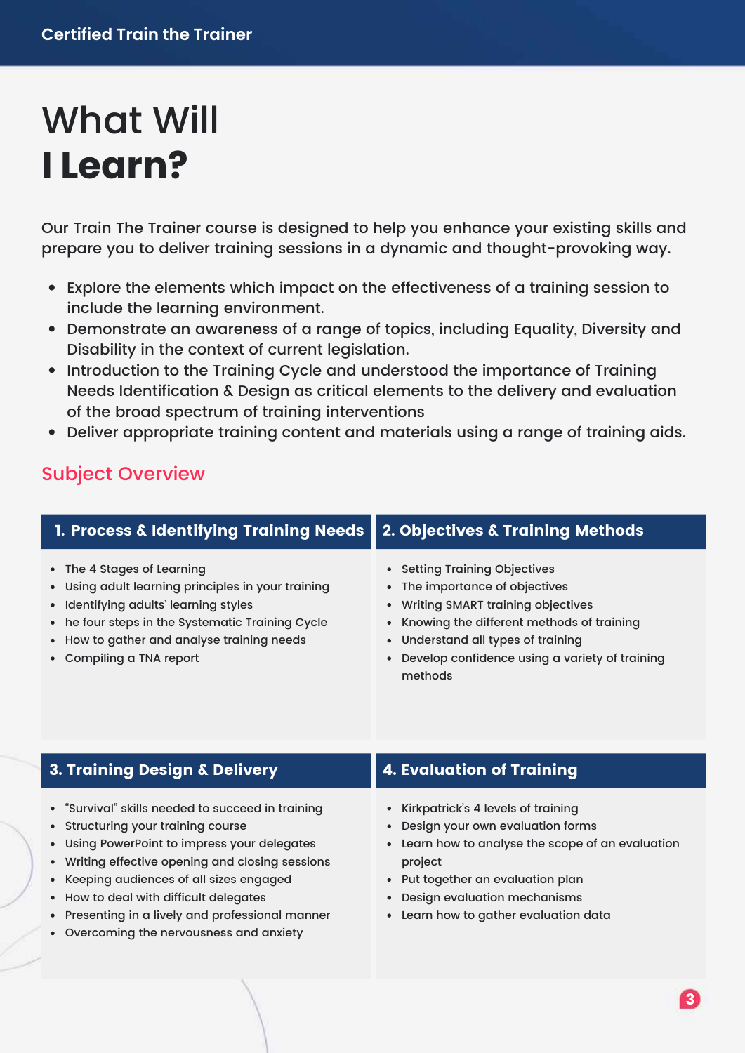# What Will I Learn?

Our Train The Trainer course is designed to help you enhance your existing skills and prepare you to deliver training sessions in a dynamic and thought-provoking way.

- Explore the elements which impact on the effectiveness of a training session to include the learning environment.
- Demonstrate an awareness of a range of topics, including Equality, Diversity and Disability in the context of current legislation.
- Introduction to the Training Cycle and understood the importance of Training Needs Identification & Design as critical elements to the delivery and evaluation of the broad spectrum of training interventions
- Deliver appropriate training content and materials using a range of training aids.

## Subject Overview

### 1. Process & Identifying Training Needs

- The 4 Stages of Learning
- Using adult learning principles in your training
- Identifying adults' learning styles
- he four steps in the Systematic Training Cycle
- How to gather and analyse training needs
- Compiling a TNA report

### 2. Objectives & Training Methods

- Setting Training Objectives
- The importance of objectives
- Writing SMART training objectives
- Knowing the different methods of training
- Understand all types of training
- Develop confidence using a variety of training methods

### 3. Training Design & Delivery

- "Survival" skills needed to succeed in training
- Structuring your training course
- Using PowerPoint to impress your delegates
- Writing effective opening and closing sessions
- Keeping audiences of all sizes engaged
- How to deal with difficult delegates
- Presenting in a lively and professional manner
- Overcoming the nervousness and anxiety

### 4. Evaluation of Training

- Kirkpatrick's 4 levels of training
- Design your own evaluation forms
- Learn how to analyse the scope of an evaluation project
- Put together an evaluation plan
- Design evaluation mechanisms
- Learn how to gather evaluation data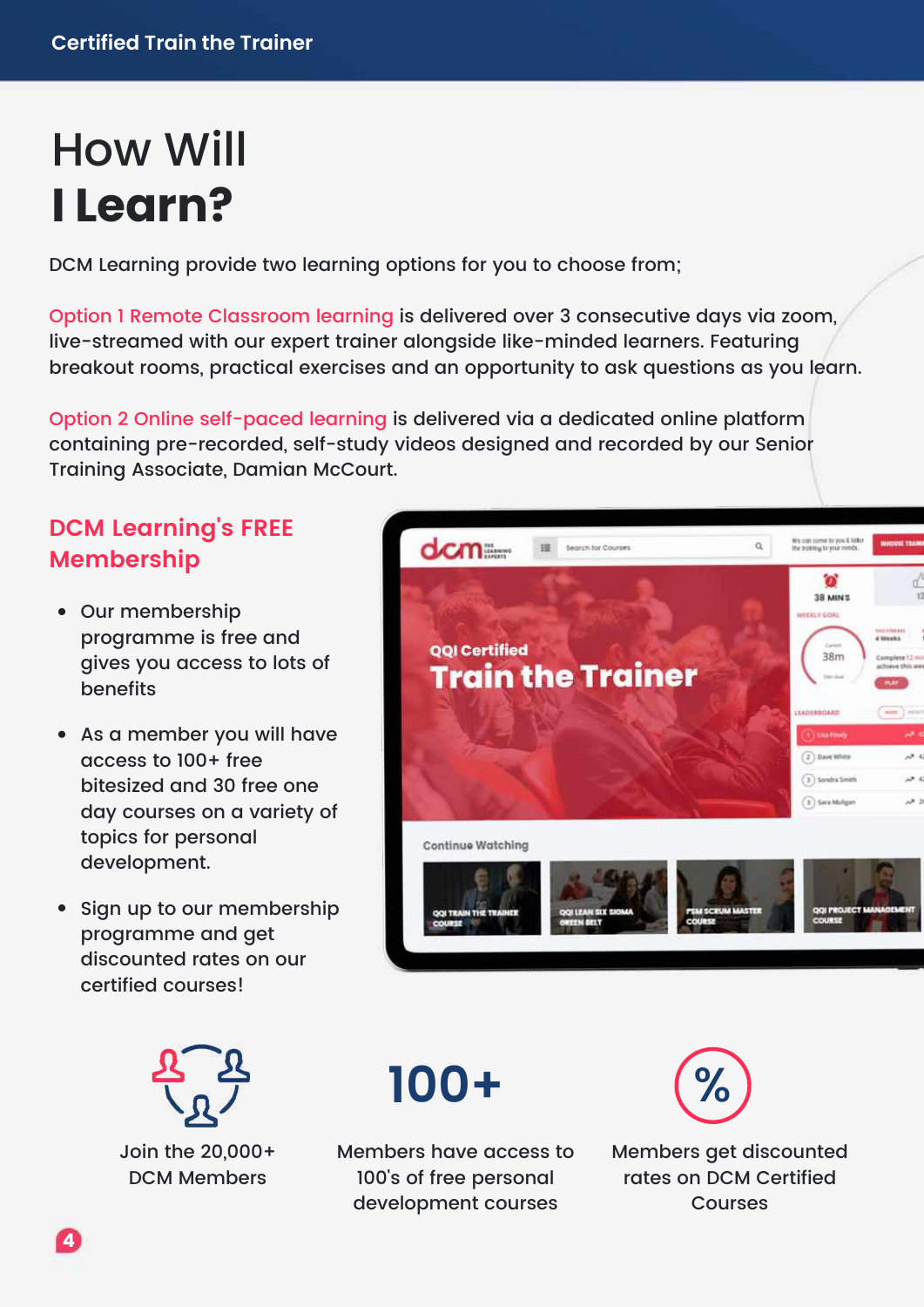# How Will I Learn?

DCM Learning provide two learning options for you to choose from;

Option 1 Remote Classroom learning is delivered over 3 consecutive days via zoom, live-streamed with our expert trainer alongside like-minded learners. Featuring breakout rooms, practical exercises and an opportunity to ask questions as you learn.

Option 2 Online self-paced learning is delivered via a dedicated online platform containing pre-recorded, self-study videos designed and recorded by our Senior Training Associate, Damian McCourt.

## DCM Learning's FREE Membership

- Our membership programme is free and gives you access to lots of benefits
- As a member you will have access to 100+ free bitesized and 30 free one day courses on a variety of topics for personal development.
- Sign up to our membership programme and get discounted rates on our certified courses!

Join the 20,000+ DCM Members

**100+**

Members have access to 100's of free personal development courses

**%**

Members get discounted rates on DCM Certified Courses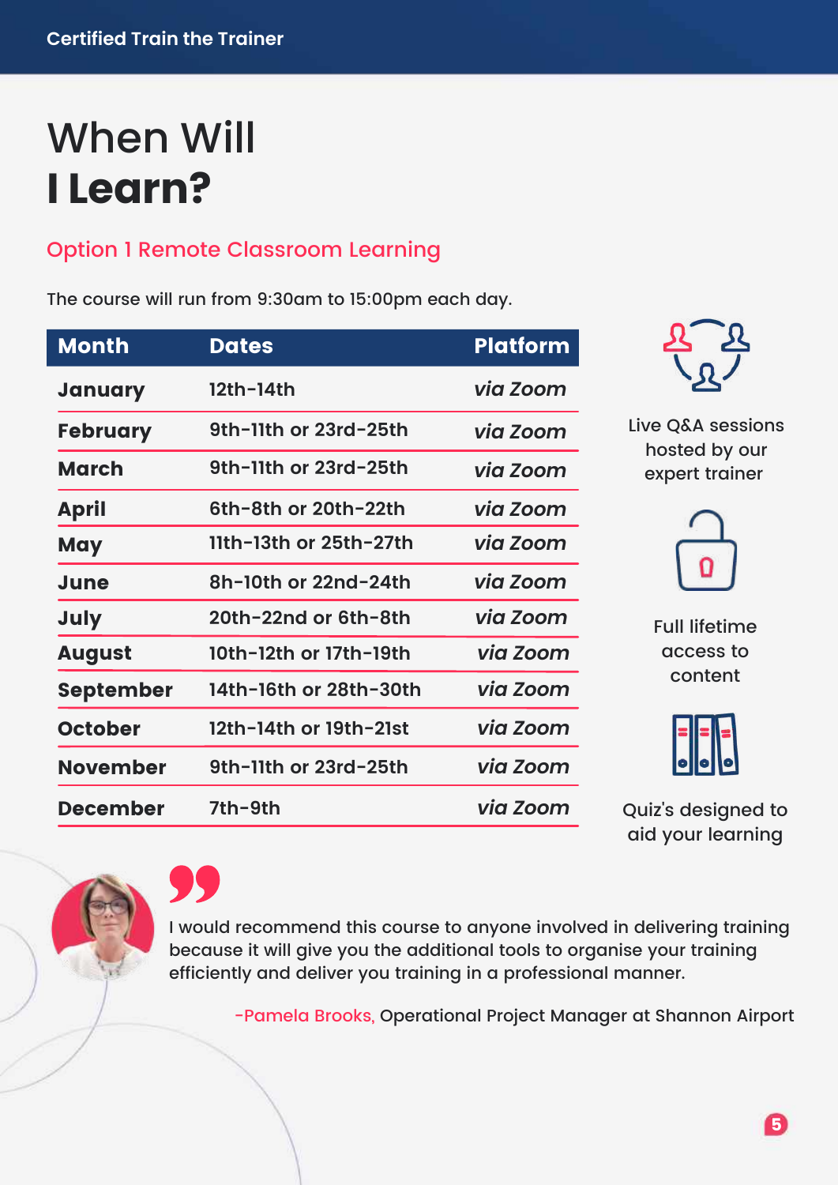# When Will **I Learn?**

## Option 1 Remote Classroom Learning

The course will run from 9:30am to 15:00pm each day.

| Month | Dates | Platform |
|---|---|---|
| **January** | 12th-14th | *via Zoom* |
| **February** | 9th-11th or 23rd-25th | *via Zoom* |
| **March** | 9th-11th or 23rd-25th | *via Zoom* |
| **April** | 6th-8th or 20th-22th | *via Zoom* |
| **May** | 11th-13th or 25th-27th | *via Zoom* |
| **June** | 8h-10th or 22nd-24th | *via Zoom* |
| **July** | 20th-22nd or 6th-8th | *via Zoom* |
| **August** | 10th-12th or 17th-19th | *via Zoom* |
| **September** | 14th-16th or 28th-30th | *via Zoom* |
| **October** | 12th-14th or 19th-21st | *via Zoom* |
| **November** | 9th-11th or 23rd-25th | *via Zoom* |
| **December** | 7th-9th | *via Zoom* |

Live Q&A sessions hosted by our expert trainer

Full lifetime access to content

Quiz's designed to aid your learning

> I would recommend this course to anyone involved in delivering training because it will give you the additional tools to organise your training efficiently and deliver you training in a professional manner.
>
> -Pamela Brooks, Operational Project Manager at Shannon Airport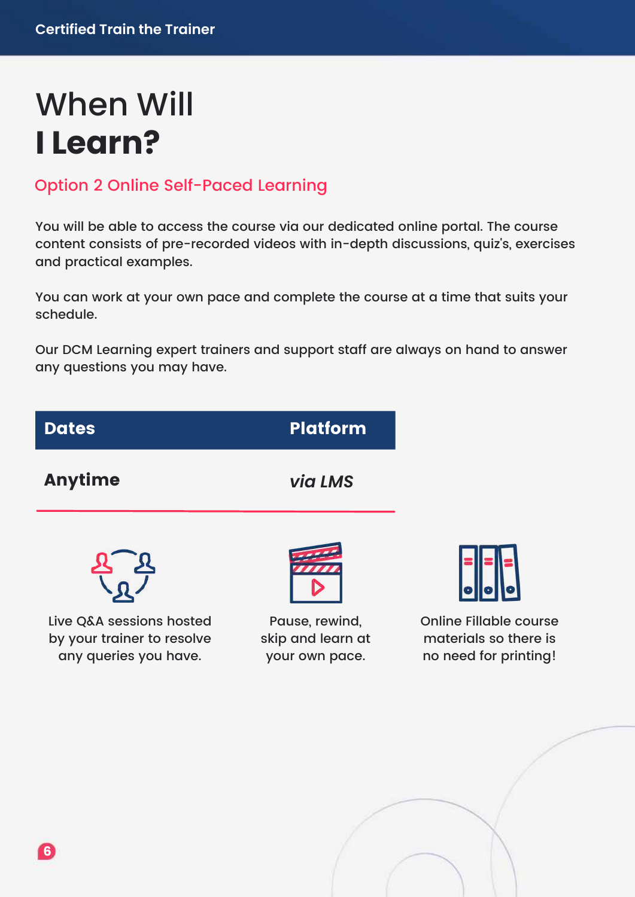# When Will **I Learn?**

## Option 2 Online Self-Paced Learning

You will be able to access the course via our dedicated online portal. The course content consists of pre-recorded videos with in-depth discussions, quiz's, exercises and practical examples.

You can work at your own pace and complete the course at a time that suits your schedule.

Our DCM Learning expert trainers and support staff are always on hand to answer any questions you may have.

| Dates | Platform |
|---|---|
| **Anytime** | ***via LMS*** |

Live Q&A sessions hosted by your trainer to resolve any queries you have.

Pause, rewind, skip and learn at your own pace.

Online Fillable course materials so there is no need for printing!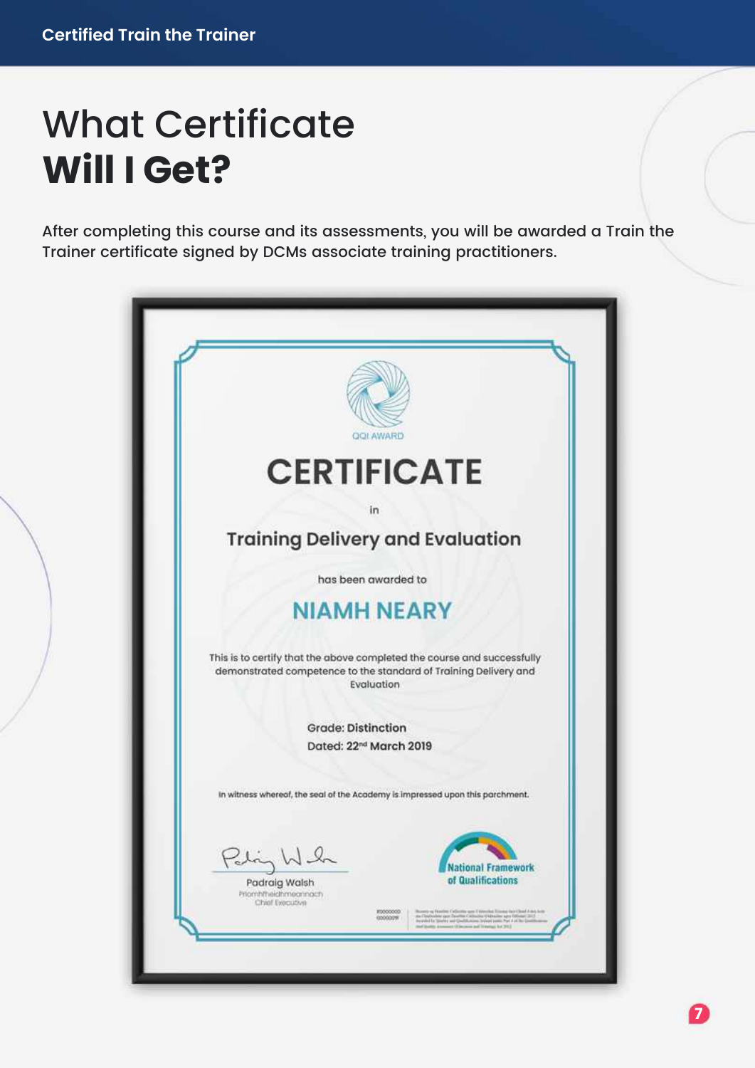# What Certificate **Will I Get?**

After completing this course and its assessments, you will be awarded a Train the Trainer certificate signed by DCMs associate training practitioners.

QQI AWARD

# CERTIFICATE

in

## Training Delivery and Evaluation

has been awarded to

## NIAMH NEARY

This is to certify that the above completed the course and successfully demonstrated competence to the standard of Training Delivery and Evaluation

Grade: **Distinction**

Dated: **22nd March 2019**

In witness whereof, the seal of the Academy is impressed upon this parchment.

Padraig Walsh
Príomhfheidhmeannach
Chief Executive

National Framework of Qualifications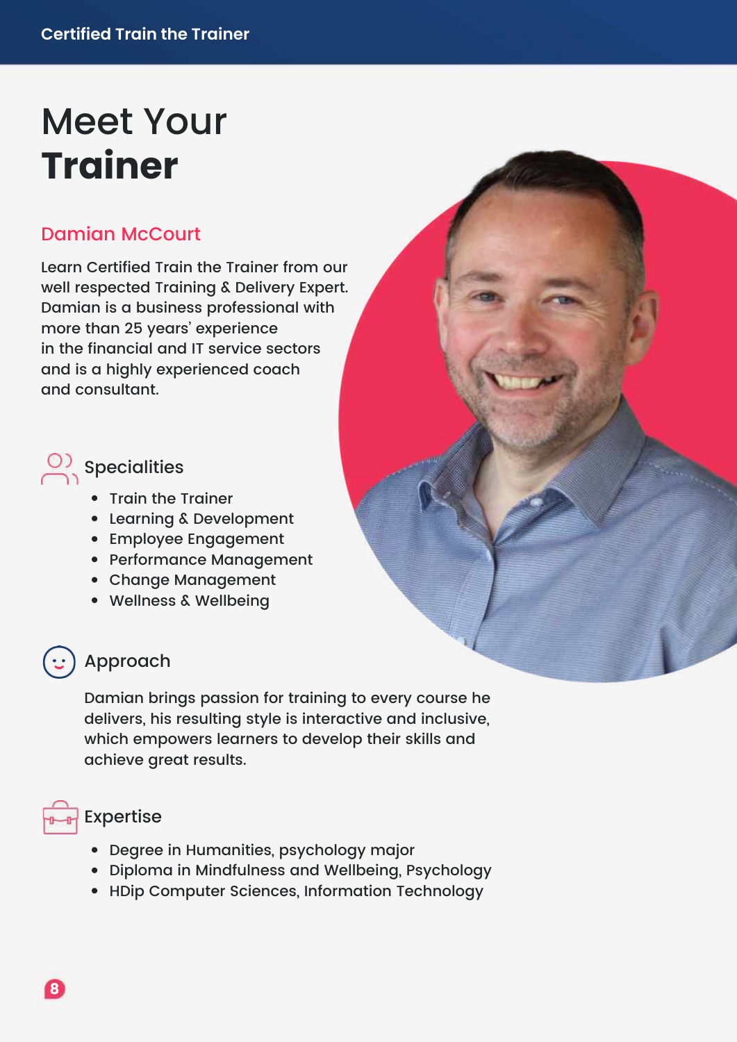# Meet Your **Trainer**

## Damian McCourt

Learn Certified Train the Trainer from our well respected Training & Delivery Expert. Damian is a business professional with more than 25 years' experience in the financial and IT service sectors and is a highly experienced coach and consultant.

### Specialities

- Train the Trainer
- Learning & Development
- Employee Engagement
- Performance Management
- Change Management
- Wellness & Wellbeing

### Approach

Damian brings passion for training to every course he delivers, his resulting style is interactive and inclusive, which empowers learners to develop their skills and achieve great results.

### Expertise

- Degree in Humanities, psychology major
- Diploma in Mindfulness and Wellbeing, Psychology
- HDip Computer Sciences, Information Technology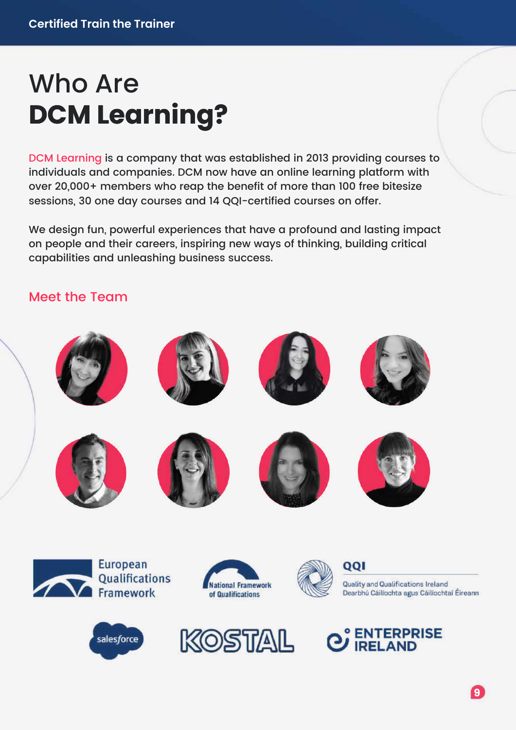# Who Are **DCM Learning?**

DCM Learning is a company that was established in 2013 providing courses to individuals and companies. DCM now have an online learning platform with over 20,000+ members who reap the benefit of more than 100 free bitesize sessions, 30 one day courses and 14 QQI-certified courses on offer.

We design fun, powerful experiences that have a profound and lasting impact on people and their careers, inspiring new ways of thinking, building critical capabilities and unleashing business success.

## Meet the Team

European Qualifications Framework

National Framework of Qualifications

QQI
Quality and Qualifications Ireland
Dearbhú Cáilíochta agus Cáilíochtaí Éireann

salesforce

KOSTAL

ENTERPRISE IRELAND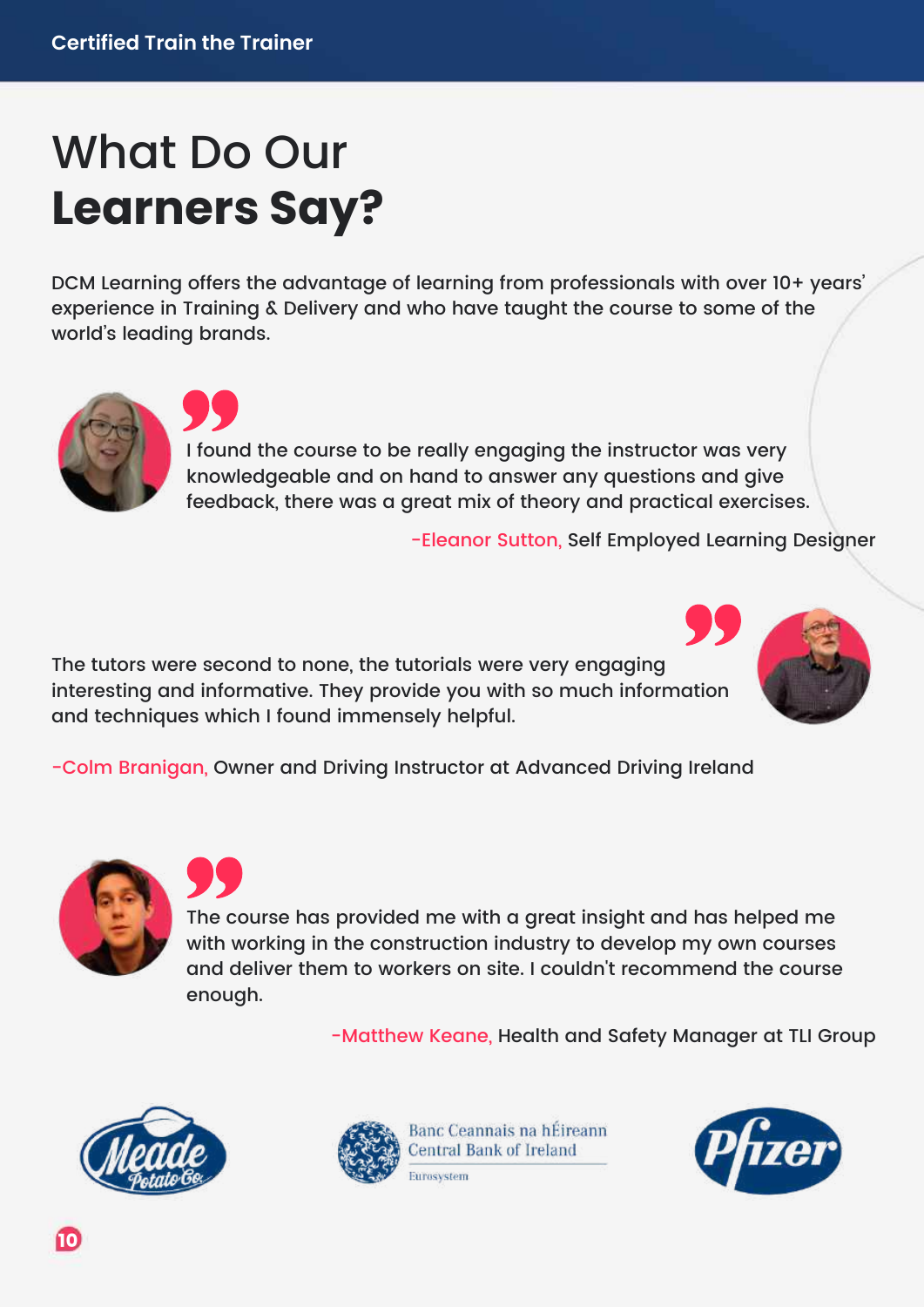# What Do Our **Learners Say?**

DCM Learning offers the advantage of learning from professionals with over 10+ years' experience in Training & Delivery and who have taught the course to some of the world's leading brands.

I found the course to be really engaging the instructor was very knowledgeable and on hand to answer any questions and give feedback, there was a great mix of theory and practical exercises.

-Eleanor Sutton, Self Employed Learning Designer

The tutors were second to none, the tutorials were very engaging interesting and informative. They provide you with so much information and techniques which I found immensely helpful.

-Colm Branigan, Owner and Driving Instructor at Advanced Driving Ireland

The course has provided me with a great insight and has helped me with working in the construction industry to develop my own courses and deliver them to workers on site. I couldn't recommend the course enough.

-Matthew Keane, Health and Safety Manager at TLI Group

Meade Potato Co. | Banc Ceannais na hÉireann Central Bank of Ireland Eurosystem | Pfizer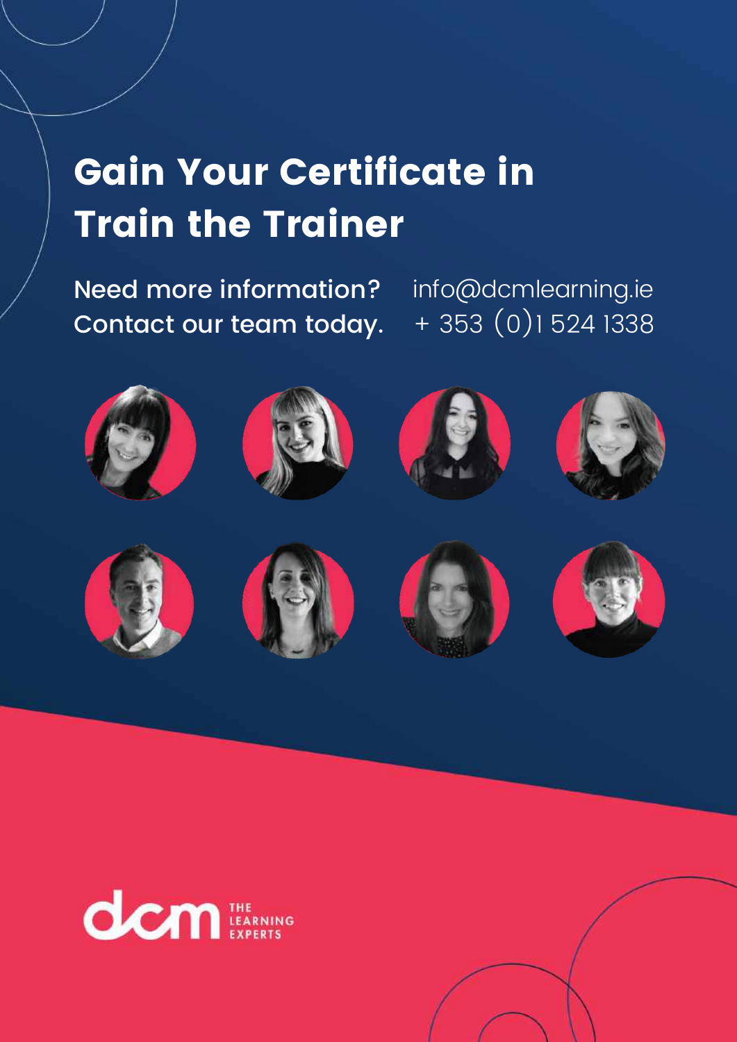# Gain Your Certificate in Train the Trainer

Need more information?
Contact our team today.

info@dcmlearning.ie
+ 353 (0)1 524 1338

dcm THE LEARNING EXPERTS